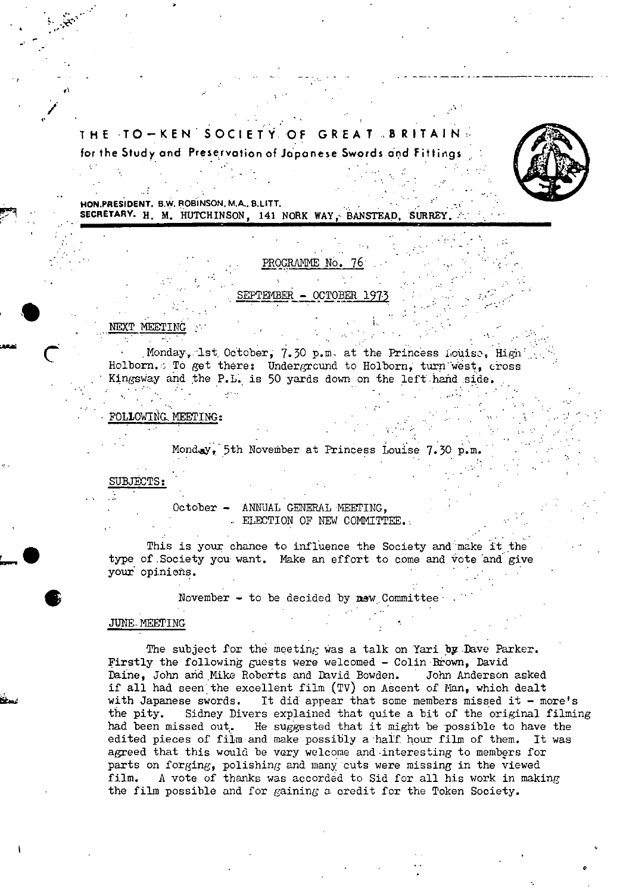# THE TO-KEN SOCIETY OF GREAT BRITAIN

**for the Study and Preservation of Japanese Swords and Fittings**

**HON.PRESIDENT.** B.W. ROBINSON, M.A., B.LITT.
**SECRETARY.** H. M. HUTCHINSON, 141 NORK WAY, BANSTEAD, SURREY.

PROGRAMME No. 76

SEPTEMBER - OCTOBER 1973

## NEXT MEETING

Monday, 1st October, 7.30 p.m. at the Princess Louise, High Holborn. To get there: Underground to Holborn, turn west, cross Kingsway and the P.L. is 50 yards down on the left hand side.

## FOLLOWING MEETING:

Monday, 5th November at Princess Louise 7.30 p.m.

## SUBJECTS:

October - ANNUAL GENERAL MEETING, ELECTION OF NEW COMMITTEE.

This is your chance to influence the Society and make it the type of Society you want. Make an effort to come and vote and give your opinions.

November - to be decided by new Committee

## JUNE MEETING

The subject for the meeting was a talk on Yari by Dave Parker. Firstly the following guests were welcomed - Colin Brown, David Daine, John and Mike Roberts and David Bowden. John Anderson asked if all had seen the excellent film (TV) on Ascent of Man, which dealt with Japanese swords. It did appear that some members missed it - more's the pity. Sidney Divers explained that quite a bit of the original filming had been missed out. He suggested that it might be possible to have the edited pieces of film and make possibly a half hour film of them. It was agreed that this would be very welcome and interesting to members for parts on forging, polishing and many cuts were missing in the viewed film. A vote of thanks was accorded to Sid for all his work in making the film possible and for gaining a credit for the Token Society.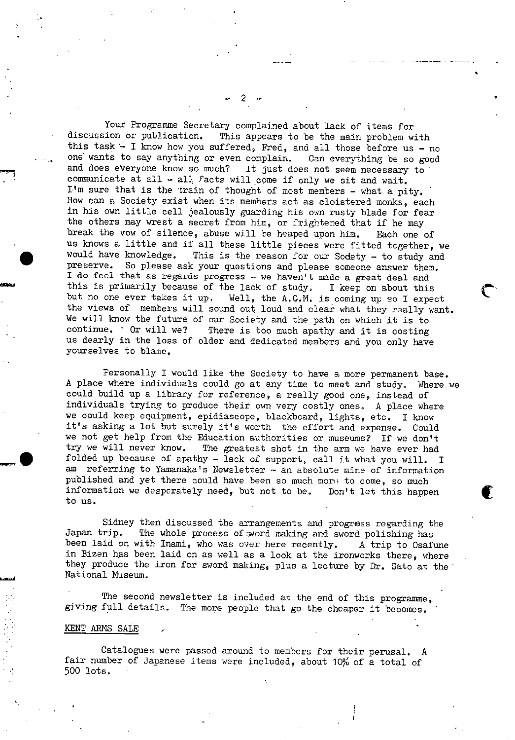Your Programme Secretary complained about lack of items for discussion or publication. This appears to be the main problem with this task - I know how you suffered, Fred, and all those before us - no one wants to say anything or even complain. Can everything be so good and does everyone know so much? It just does not seem necessary to communicate at all - all facts will come if only we sit and wait. I'm sure that is the train of thought of most members - what a pity. How can a Society exist when its members act as cloistered monks, each in his own little cell jealously guarding his own rusty blade for fear the others may wrest a secret from him, or frightened that if he may break the vow of silence, abuse will be heaped upon him. Each one of us knows a little and if all these little pieces were fitted together, we would have knowledge. This is the reason for our Sodety - to study and preserve. So please ask your questions and please someone answer them. I do feel that as regards progress - we haven't made a great deal and this is primarily because of the lack of study. I keep on about this but no one ever takes it up. Well, the A.G.M. is coming up so I expect the views of members will sound out loud and clear what they really want. We will know the future of our Society and the path on which it is to continue. Or will we? There is too much apathy and it is costing us dearly in the loss of older and dedicated members and you only have yourselves to blame.

Personally I would like the Society to have a more permanent base. A place where individuals could go at any time to meet and study. Where we could build up a library for reference, a really good one, instead of individuals trying to produce their own very costly ones. A place where we could keep equipment, epidiascope, blackboard, lights, etc. I know it's asking a lot but surely it's worth the effort and expense. Could we not get help from the Education authorities or museums? If we don't try we will never know. The greatest shot in the arm we have ever had folded up because of apathy - lack of support, call it what you will. I am referring to Yamanaka's Newsletter - an absolute mine of information published and yet there could have been so much more to come, so much information we desperately need, but not to be. Don't let this happen to us.

Sidney then discussed the arrangements and progress regarding the Japan trip. The whole process of sword making and sword polishing has been laid on with Inami, who was over here recently. A trip to Osafune in Bizen has been laid on as well as a look at the ironworks there, where they produce the iron for sword making, plus a lecture by Dr. Sato at the National Museum.

The second newsletter is included at the end of this programme, giving full details. The more people that go the cheaper it becomes.

KENT ARMS SALE

Catalogues were passed around to members for their perusal. A fair number of Japanese items were included, about 10% of a total of 500 lots.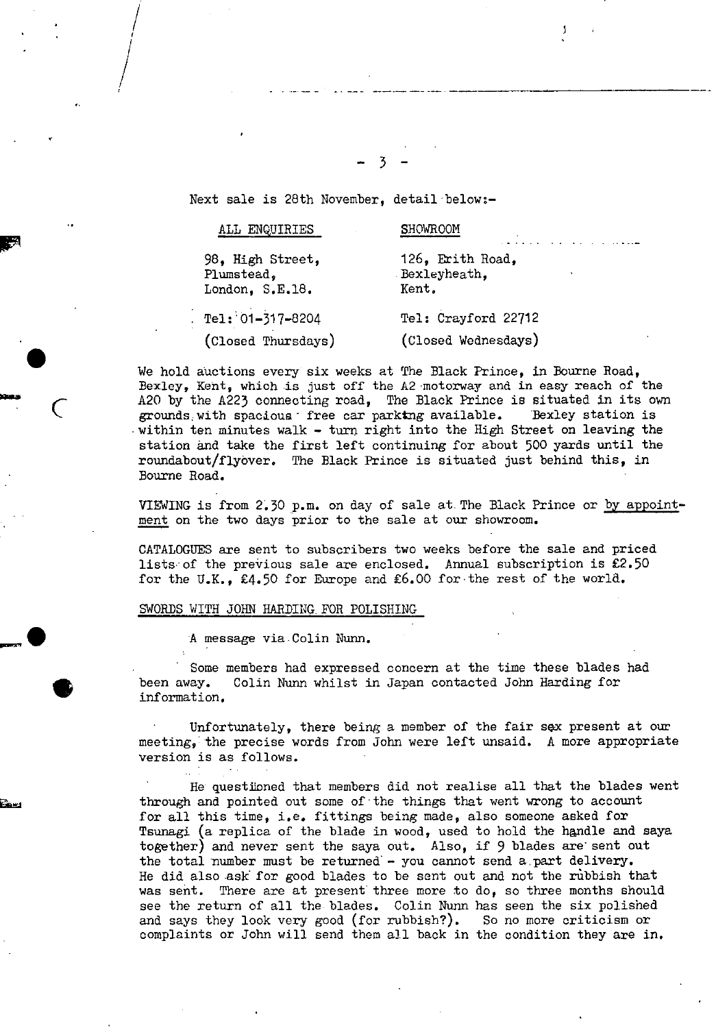Next sale is 28th November, detail below:-

| ALL ENQUIRIES | SHOWROOM |
|---|---|
| 98, High Street,<br>Plumstead,<br>London, S.E.18. | 126, Erith Road,<br>Bexleyheath,<br>Kent. |
| Tel: 01-317-8204 | Tel: Crayford 22712 |
| (Closed Thursdays) | (Closed Wednesdays) |

We hold auctions every six weeks at The Black Prince, in Bourne Road, Bexley, Kent, which is just off the A2 motorway and in easy reach of the A20 by the A223 connecting road. The Black Prince is situated in its own grounds with spacious free car parking available. Bexley station is within ten minutes walk - turn right into the High Street on leaving the station and take the first left continuing for about 500 yards until the roundabout/flyover. The Black Prince is situated just behind this, in Bourne Road.

VIEWING is from 2.30 p.m. on day of sale at The Black Prince or by appointment on the two days prior to the sale at our showroom.

CATALOGUES are sent to subscribers two weeks before the sale and priced lists of the previous sale are enclosed. Annual subscription is £2.50 for the U.K., £4.50 for Europe and £6.00 for the rest of the world.

SWORDS WITH JOHN HARDING FOR POLISHING

A message via Colin Nunn.

Some members had expressed concern at the time these blades had been away. Colin Nunn whilst in Japan contacted John Harding for information.

Unfortunately, there being a member of the fair sex present at our meeting, the precise words from John were left unsaid. A more appropriate version is as follows.

He questioned that members did not realise all that the blades went through and pointed out some of the things that went wrong to account for all this time, i.e. fittings being made, also someone asked for Tsunagi (a replica of the blade in wood, used to hold the handle and saya together) and never sent the saya out. Also, if 9 blades are sent out the total number must be returned - you cannot send a part delivery. He did also ask for good blades to be sent out and not the rubbish that was sent. There are at present three more to do, so three months should see the return of all the blades. Colin Nunn has seen the six polished and says they look very good (for rubbish?). So no more criticism or complaints or John will send them all back in the condition they are in.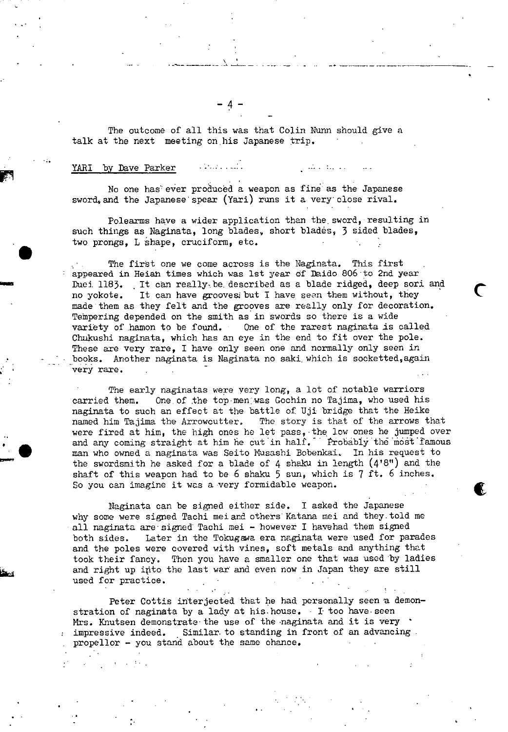The outcome of all this was that Colin Nunn should give a talk at the next meeting on his Japanese trip.

## YARI by Dave Parker

No one has ever produced a weapon as fine as the Japanese sword, and the Japanese spear (Yari) runs it a very close rival.

Polearms have a wider application than the sword, resulting in such things as Naginata, long blades, short blades, 3 sided blades, two prongs, L shape, cruciform, etc.

The first one we come across is the Naginata. This first appeared in Heian times which was 1st year of Daido 806 to 2nd year Duei 1183. It can really be described as a blade ridged, deep sori and no yokote. It can have grooves but I have seen them without, they made them as they felt and the grooves are really only for decoration. Tempering depended on the smith as in swords so there is a wide variety of hamon to be found. One of the rarest naginata is called Chukushi naginata, which has an eye in the end to fit over the pole. These are very rare, I have only seen one and normally only seen in books. Another naginata is Naginata no saki which is socketted, again very rare.

The early naginatas were very long, a lot of notable warriors carried them. One of the top men was Gochin no Tajima, who used his naginata to such an effect at the battle of Uji bridge that the Heike named him Tajima the Arrowcutter. The story is that of the arrows that were fired at him, the high ones he let pass, the low ones he jumped over and any coming straight at him he cut in half. Probably the most famous man who owned a naginata was Seito Musashi Bobenkai. In his request to the swordsmith he asked for a blade of 4 shaku in length (4'8") and the shaft of this weapon had to be 6 shaku 5 sun, which is 7 ft. 6 inches. So you can imagine it was a very formidable weapon.

Naginata can be signed either side. I asked the Japanese why some were signed Tachi mei and others Katana mei and they told me all naginata are signed Tachi mei - however I havehad them signed both sides. Later in the Tokugawa era naginata were used for parades and the poles were covered with vines, soft metals and anything that took their fancy. Then you have a smaller one that was used by ladies and right up into the last war and even now in Japan they are still used for practice.

Peter Cottis interjected that he had personally seen a demonstration of naginata by a lady at his house. I too have seen Mrs. Knutsen demonstrate the use of the naginata and it is very impressive indeed. Similar to standing in front of an advancing propellor - you stand about the same chance.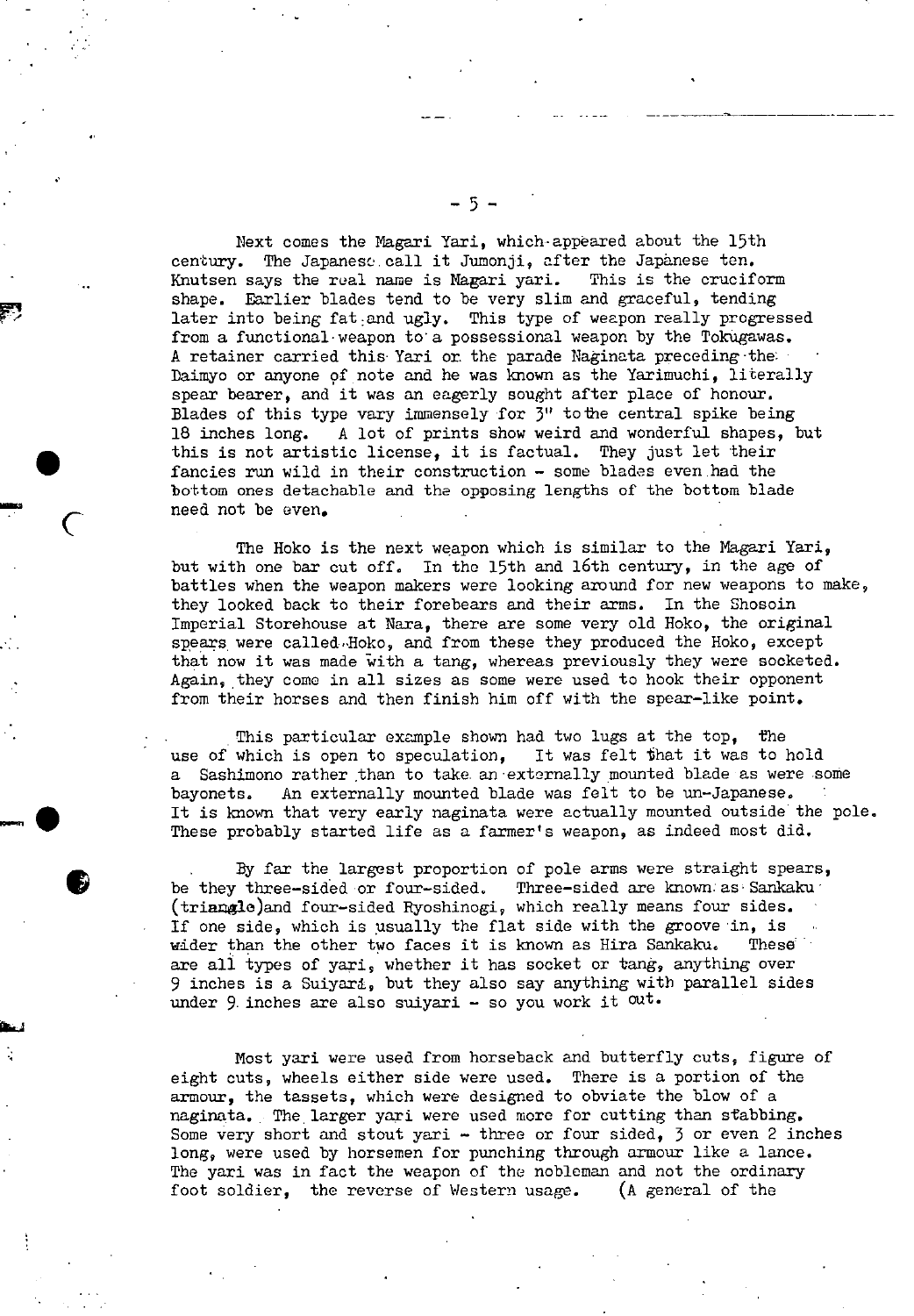Next comes the Magari Yari, which appeared about the 15th century. The Japanese call it Jumonji, after the Japanese ten. Knutsen says the real name is Magari yari. This is the cruciform shape. Earlier blades tend to be very slim and graceful, tending later into being fat and ugly. This type of weapon really progressed from a functional weapon to a possessional weapon by the Tokugawas. A retainer carried this Yari or the parade Naginata preceding the Daimyo or anyone of note and he was known as the Yarimuchi, literally spear bearer, and it was an eagerly sought after place of honour. Blades of this type vary immensely for 3" to the central spike being 18 inches long. A lot of prints show weird and wonderful shapes, but this is not artistic license, it is factual. They just let their fancies run wild in their construction - some blades even had the bottom ones detachable and the opposing lengths of the bottom blade need not be even.

The Hoko is the next weapon which is similar to the Magari Yari, but with one bar cut off. In the 15th and 16th century, in the age of battles when the weapon makers were looking around for new weapons to make, they looked back to their forebears and their arms. In the Shosoin Imperial Storehouse at Nara, there are some very old Hoko, the original spears were called Hoko, and from these they produced the Hoko, except that now it was made with a tang, whereas previously they were socketed. Again, they come in all sizes as some were used to hook their opponent from their horses and then finish him off with the spear-like point.

This particular example shown had two lugs at the top, the use of which is open to speculation. It was felt that it was to hold a Sashimono rather than to take an externally mounted blade as were some bayonets. An externally mounted blade was felt to be un-Japanese. It is known that very early naginata were actually mounted outside the pole. These probably started life as a farmer's weapon, as indeed most did.

By far the largest proportion of pole arms were straight spears, be they three-sided or four-sided. Three-sided are known as Sankaku (triangle) and four-sided Ryoshinogi, which really means four sides. If one side, which is usually the flat side with the groove in, is wider than the other two faces it is known as Hira Sankaku. These are all types of yari, whether it has socket or tang, anything over 9 inches is a Suiyari, but they also say anything with parallel sides under 9 inches are also suiyari - so you work it out.

Most yari were used from horseback and butterfly cuts, figure of eight cuts, wheels either side were used. There is a portion of the armour, the tassets, which were designed to obviate the blow of a naginata. The larger yari were used more for cutting than stabbing. Some very short and stout yari - three or four sided, 3 or even 2 inches long, were used by horsemen for punching through armour like a lance. The yari was in fact the weapon of the nobleman and not the ordinary foot soldier, the reverse of Western usage. (A general of the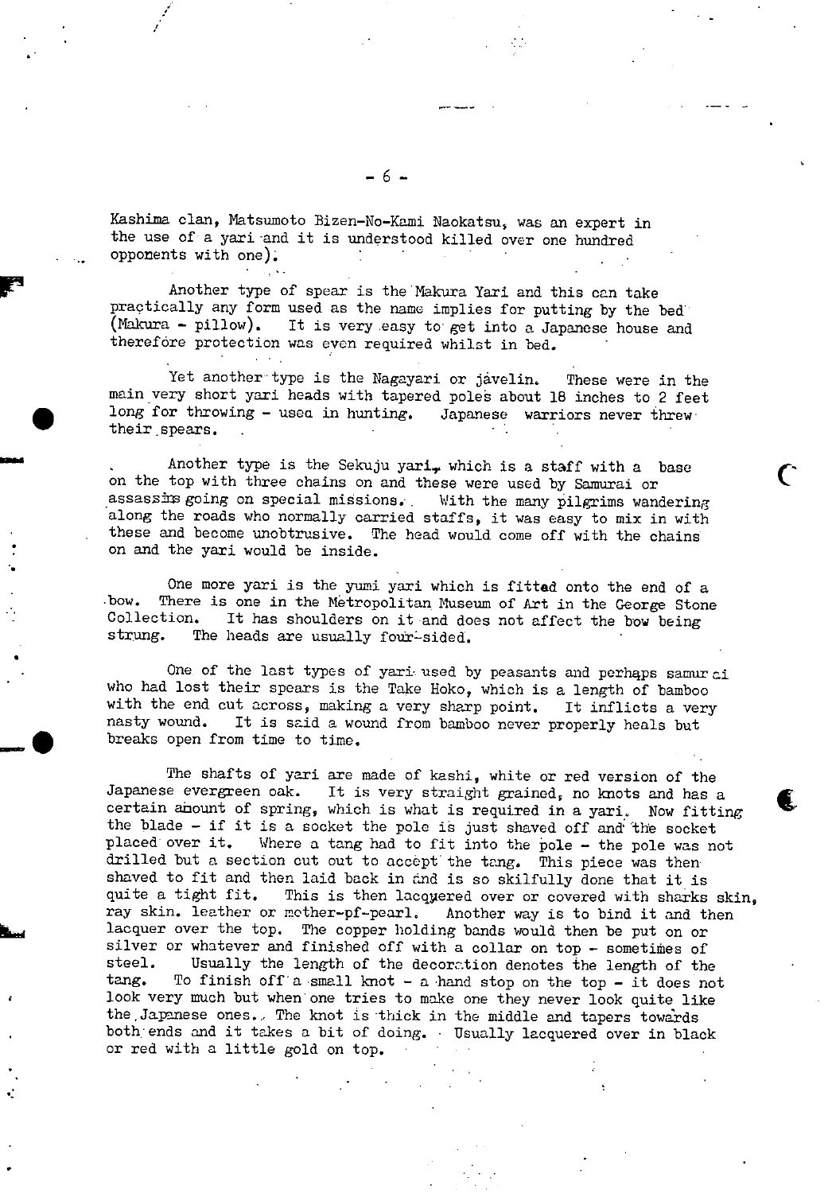Kashima clan, Matsumoto Bizen-No-Kami Naokatsu, was an expert in the use of a yari and it is understood killed over one hundred opponents with one).

Another type of spear is the Makura Yari and this can take practically any form used as the name implies for putting by the bed (Makura - pillow). It is very easy to get into a Japanese house and therefore protection was even required whilst in bed.

Yet another type is the Nagayari or javelin. These were in the main very short yari heads with tapered poles about 18 inches to 2 feet long for throwing - used in hunting. Japanese warriors never threw their spears.

Another type is the Sekuju yari, which is a staff with a base on the top with three chains on and these were used by Samurai or assassins going on special missions. With the many pilgrims wandering along the roads who normally carried staffs, it was easy to mix in with these and become unobtrusive. The head would come off with the chains on and the yari would be inside.

One more yari is the yumi yari which is fitted onto the end of a bow. There is one in the Metropolitan Museum of Art in the George Stone Collection. It has shoulders on it and does not affect the bow being strung. The heads are usually four-sided.

One of the last types of yari used by peasants and perhaps samurai who had lost their spears is the Take Hoko, which is a length of bamboo with the end cut across, making a very sharp point. It inflicts a very nasty wound. It is said a wound from bamboo never properly heals but breaks open from time to time.

The shafts of yari are made of kashi, white or red version of the Japanese evergreen oak. It is very straight grained, no knots and has a certain amount of spring, which is what is required in a yari. Now fitting the blade - if it is a socket the pole is just shaved off and the socket placed over it. Where a tang had to fit into the pole - the pole was not drilled but a section cut out to accept the tang. This piece was then shaved to fit and then laid back in and is so skilfully done that it is quite a tight fit. This is then lacquered over or covered with sharks skin, ray skin. leather or mother-pf-pearl. Another way is to bind it and then lacquer over the top. The copper holding bands would then be put on or silver or whatever and finished off with a collar on top - sometimes of steel. Usually the length of the decoration denotes the length of the tang. To finish off a small knot - a hand stop on the top - it does not look very much but when one tries to make one they never look quite like the Japanese ones. The knot is thick in the middle and tapers towards both ends and it takes a bit of doing. Usually lacquered over in black or red with a little gold on top.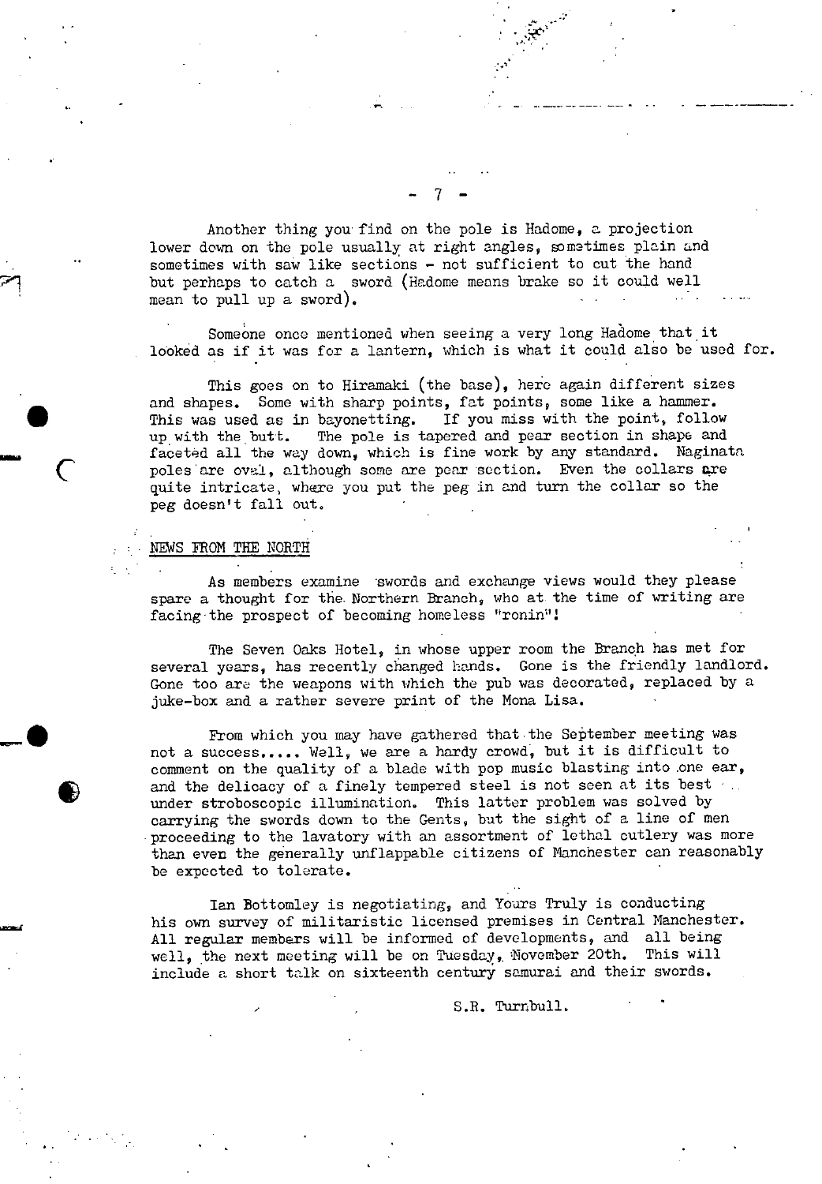Another thing you find on the pole is Hadome, a projection lower down on the pole usually at right angles, sometimes plain and sometimes with saw like sections - not sufficient to cut the hand but perhaps to catch a sword (Hadome means brake so it could well mean to pull up a sword).

Someone once mentioned when seeing a very long Hadome that it looked as if it was for a lantern, which is what it could also be used for.

This goes on to Hiramaki (the base), here again different sizes and shapes. Some with sharp points, fat points, some like a hammer. This was used as in bayonetting. If you miss with the point, follow up with the butt. The pole is tapered and pear section in shape and faceted all the way down, which is fine work by any standard. Naginata poles are oval, although some are pear section. Even the collars are quite intricate, where you put the peg in and turn the collar so the peg doesn't fall out.

## NEWS FROM THE NORTH

As members examine swords and exchange views would they please spare a thought for the Northern Branch, who at the time of writing are facing the prospect of becoming homeless "ronin"!

The Seven Oaks Hotel, in whose upper room the Branch has met for several years, has recently changed hands. Gone is the friendly landlord. Gone too are the weapons with which the pub was decorated, replaced by a juke-box and a rather severe print of the Mona Lisa.

From which you may have gathered that the September meeting was not a success..... Well, we are a hardy crowd, but it is difficult to comment on the quality of a blade with pop music blasting into one ear, and the delicacy of a finely tempered steel is not seen at its best under stroboscopic illumination. This latter problem was solved by carrying the swords down to the Gents, but the sight of a line of men proceeding to the lavatory with an assortment of lethal cutlery was more than even the generally unflappable citizens of Manchester can reasonably be expected to tolerate.

Ian Bottomley is negotiating, and Yours Truly is conducting his own survey of militaristic licensed premises in Central Manchester. All regular members will be informed of developments, and all being well, the next meeting will be on Tuesday, November 20th. This will include a short talk on sixteenth century samurai and their swords.

S.R. Turnbull.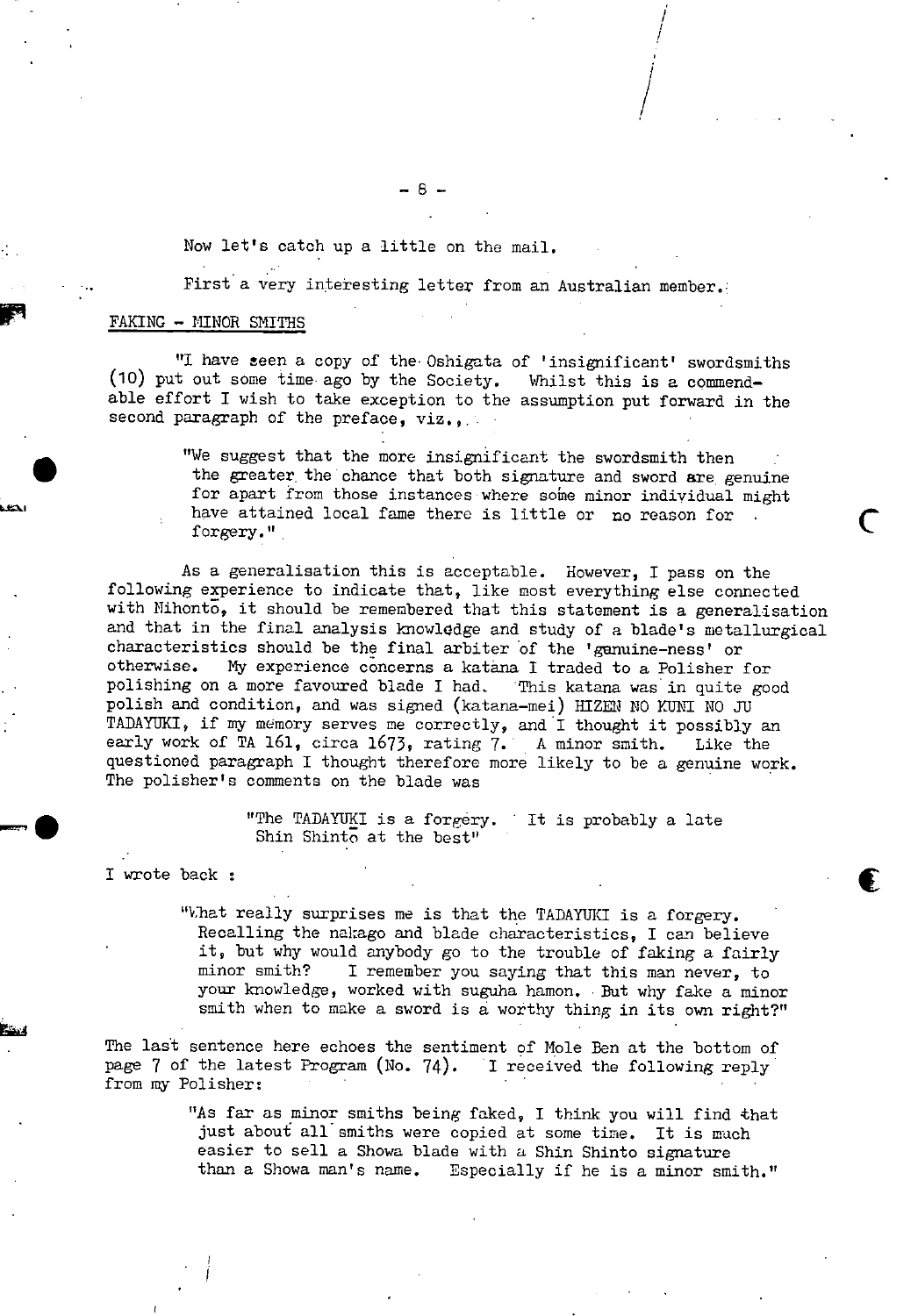Now let's catch up a little on the mail.

First a very interesting letter from an Australian member.

FAKING - MINOR SMITHS

"I have seen a copy of the Oshigata of 'insignificant' swordsmiths (10) put out some time ago by the Society. Whilst this is a commendable effort I wish to take exception to the assumption put forward in the second paragraph of the preface, viz.,

> "We suggest that the more insignificant the swordsmith then the greater the chance that both signature and sword are genuine for apart from those instances where some minor individual might have attained local fame there is little or no reason for forgery."

As a generalisation this is acceptable. However, I pass on the following experience to indicate that, like most everything else connected with Nihontō, it should be remembered that this statement is a generalisation and that in the final analysis knowledge and study of a blade's metallurgical characteristics should be the final arbiter of the 'genuine-ness' or otherwise. My experience concerns a katana I traded to a Polisher for polishing on a more favoured blade I had. This katana was in quite good polish and condition, and was signed (katana-mei) HIZEN NO KUNI NO JU TADAYUKI, if my memory serves me correctly, and I thought it possibly an early work of TA 161, circa 1673, rating 7. A minor smith. Like the questioned paragraph I thought therefore more likely to be a genuine work. The polisher's comments on the blade was

> "The TADAYUKI is a forgery. It is probably a late Shin Shintō at the best"

I wrote back :

> "What really surprises me is that the TADAYUKI is a forgery. Recalling the nakago and blade characteristics, I can believe it, but why would anybody go to the trouble of faking a fairly minor smith? I remember you saying that this man never, to your knowledge, worked with suguha hamon. But why fake a minor smith when to make a sword is a worthy thing in its own right?"

The last sentence here echoes the sentiment of Mole Ben at the bottom of page 7 of the latest Program (No. 74). I received the following reply from my Polisher:

> "As far as minor smiths being faked, I think you will find that just about all smiths were copied at some time. It is much easier to sell a Showa blade with a Shin Shinto signature than a Showa man's name. Especially if he is a minor smith."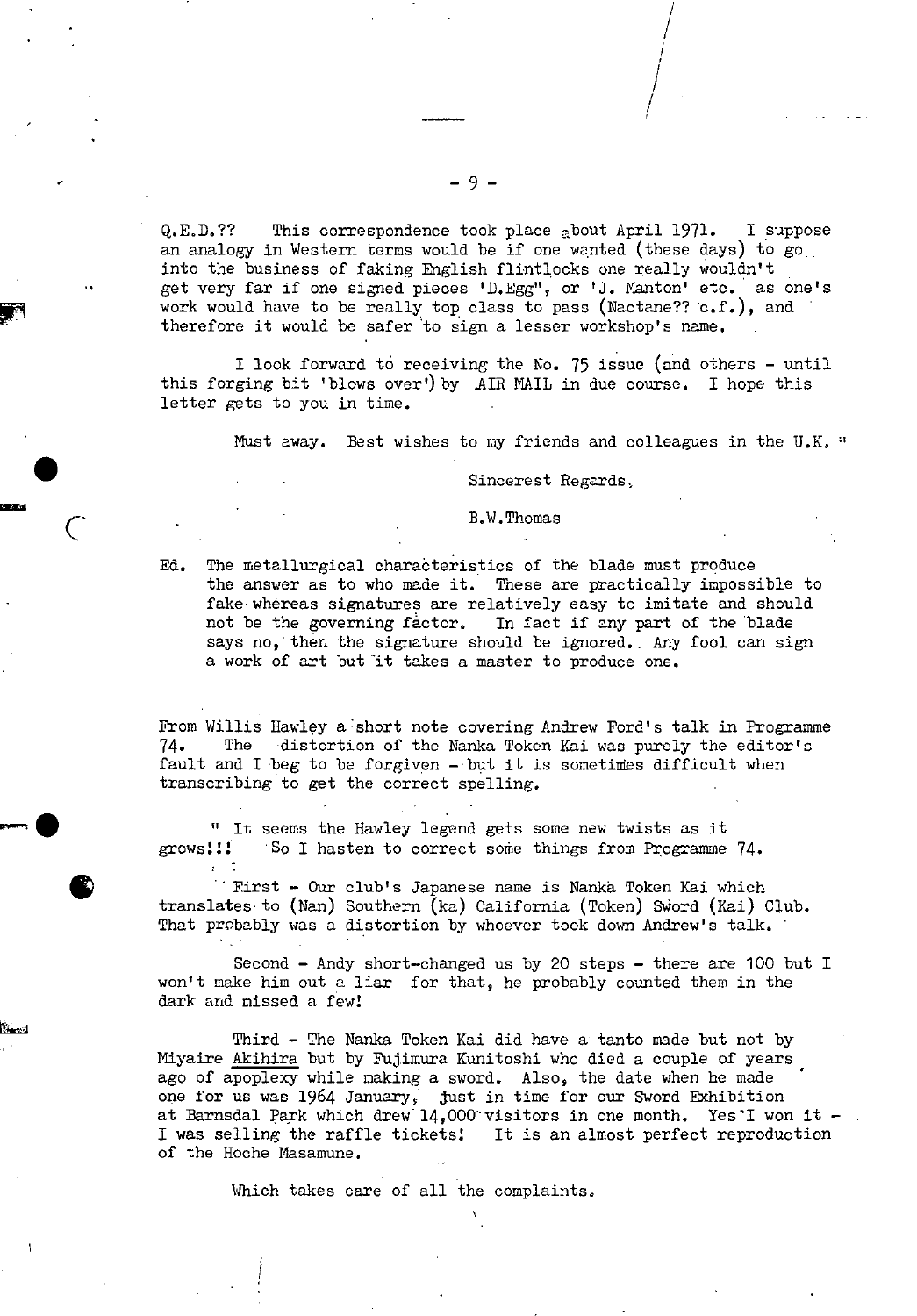Q.E.D.?? This correspondence took place about April 1971. I suppose an analogy in Western terms would be if one wanted (these days) to go into the business of faking English flintlocks one really wouldn't get very far if one signed pieces 'D.Egg", or 'J. Manton' etc. as one's work would have to be really top class to pass (Naotane?? c.f.), and therefore it would be safer to sign a lesser workshop's name.

I look forward to receiving the No. 75 issue (and others - until this forging bit 'blows over') by AIR MAIL in due course. I hope this letter gets to you in time.

Must away. Best wishes to my friends and colleagues in the U.K. "

Sincerest Regards,

B.W.Thomas

Ed. The metallurgical characteristics of the blade must produce the answer as to who made it. These are practically impossible to fake whereas signatures are relatively easy to imitate and should not be the governing factor. In fact if any part of the blade says no, then the signature should be ignored. Any fool can sign a work of art but it takes a master to produce one.

From Willis Hawley a short note covering Andrew Ford's talk in Programme 74. The distortion of the Nanka Token Kai was purely the editor's fault and I beg to be forgiven - but it is sometimes difficult when transcribing to get the correct spelling.

" It seems the Hawley legend gets some new twists as it grows!!! So I hasten to correct some things from Programme 74.

First - Our club's Japanese name is Nanka Token Kai which translates to (Nan) Southern (ka) California (Token) Sword (Kai) Club. That probably was a distortion by whoever took down Andrew's talk.

Second - Andy short-changed us by 20 steps - there are 100 but I won't make him out a liar for that, he probably counted them in the dark and missed a few!

Third - The Nanka Token Kai did have a tanto made but not by Miyaire Akihira but by Fujimura Kunitoshi who died a couple of years ago of apoplexy while making a sword. Also, the date when he made one for us was 1964 January, just in time for our Sword Exhibition at Barnsdal Park which drew 14,000 visitors in one month. Yes I won it - I was selling the raffle tickets! It is an almost perfect reproduction of the Hoche Masamune.

Which takes care of all the complaints.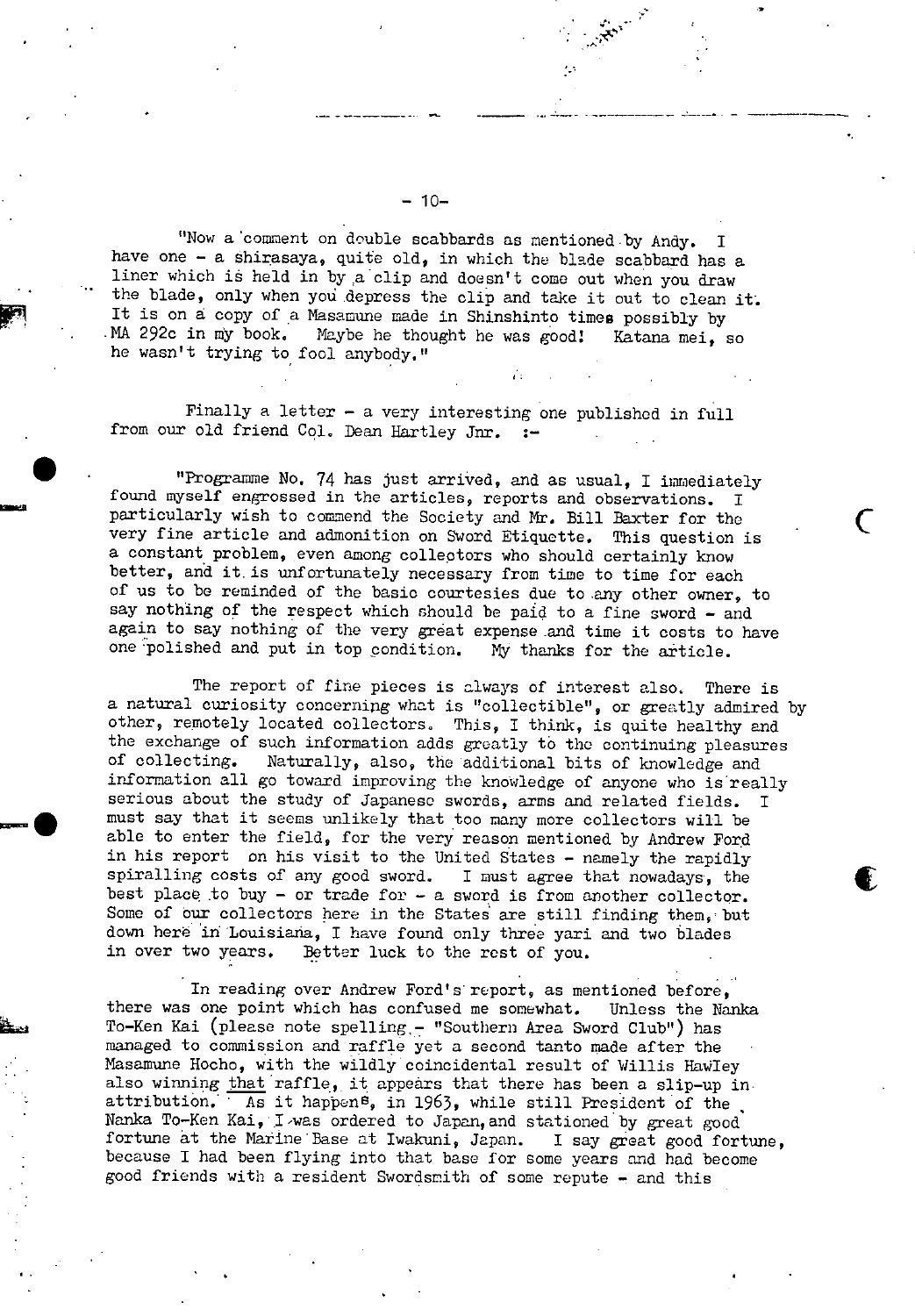"Now a comment on double scabbards as mentioned by Andy. I have one - a shirasaya, quite old, in which the blade scabbard has a liner which is held in by a clip and doesn't come out when you draw the blade, only when you depress the clip and take it out to clean it. It is on a copy of a Masamune made in Shinshinto times possibly by MA 292c in my book. Maybe he thought he was good! Katana mei, so he wasn't trying to fool anybody."

Finally a letter - a very interesting one published in full from our old friend Col. Dean Hartley Jnr. :-

"Programme No. 74 has just arrived, and as usual, I immediately found myself engrossed in the articles, reports and observations. I particularly wish to commend the Society and Mr. Bill Baxter for the very fine article and admonition on Sword Etiquette. This question is a constant problem, even among collectors who should certainly know better, and it is unfortunately necessary from time to time for each of us to be reminded of the basic courtesies due to any other owner, to say nothing of the respect which should be paid to a fine sword - and again to say nothing of the very great expense and time it costs to have one polished and put in top condition. My thanks for the article.

The report of fine pieces is always of interest also. There is a natural curiosity concerning what is "collectible", or greatly admired by other, remotely located collectors. This, I think, is quite healthy and the exchange of such information adds greatly to the continuing pleasures of collecting. Naturally, also, the additional bits of knowledge and information all go toward improving the knowledge of anyone who is really serious about the study of Japanese swords, arms and related fields. I must say that it seems unlikely that too many more collectors will be able to enter the field, for the very reason mentioned by Andrew Ford in his report on his visit to the United States - namely the rapidly spiralling costs of any good sword. I must agree that nowadays, the best place to buy - or trade for - a sword is from another collector. Some of our collectors here in the States are still finding them, but down here in Louisiana, I have found only three yari and two blades in over two years. Better luck to the rest of you.

In reading over Andrew Ford's report, as mentioned before, there was one point which has confused me somewhat. Unless the Nanka To-Ken Kai (please note spelling - "Southern Area Sword Club") has managed to commission and raffle yet a second tanto made after the Masamune Hocho, with the wildly coincidental result of Willis Hawley also winning that raffle, it appears that there has been a slip-up in attribution. As it happens, in 1963, while still President of the Nanka To-Ken Kai, I was ordered to Japan, and stationed by great good fortune at the Marine Base at Iwakuni, Japan. I say great good fortune, because I had been flying into that base for some years and had become good friends with a resident Swordsmith of some repute - and this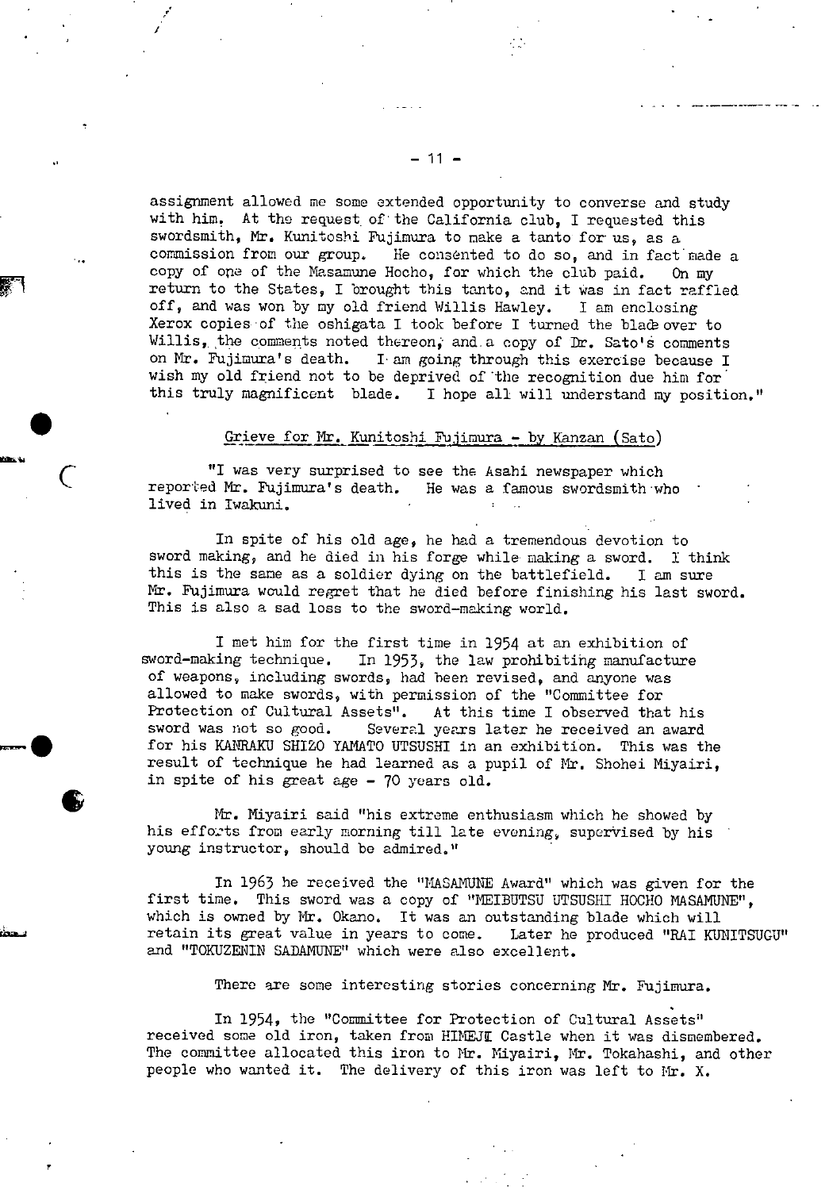assignment allowed me some extended opportunity to converse and study with him. At the request of the California club, I requested this swordsmith, Mr. Kunitoshi Fujimura to make a tanto for us, as a commission from our group. He consented to do so, and in fact made a copy of one of the Masamune Hocho, for which the club paid. On my return to the States, I brought this tanto, and it was in fact raffled off, and was won by my old friend Willis Hawley. I am enclosing Xerox copies of the oshigata I took before I turned the blade over to Willis, the comments noted thereon, and a copy of Dr. Sato's comments on Mr. Fujimura's death. I am going through this exercise because I wish my old friend not to be deprived of the recognition due him for this truly magnificent blade. I hope all will understand my position."

## Grieve for Mr. Kunitoshi Fujimura - by Kanzan (Sato)

"I was very surprised to see the Asahi newspaper which reported Mr. Fujimura's death. He was a famous swordsmith who lived in Iwakuni.

In spite of his old age, he had a tremendous devotion to sword making, and he died in his forge while making a sword. I think this is the same as a soldier dying on the battlefield. I am sure Mr. Fujimura would regret that he died before finishing his last sword. This is also a sad loss to the sword-making world.

I met him for the first time in 1954 at an exhibition of sword-making technique. In 1953, the law prohibiting manufacture of weapons, including swords, had been revised, and anyone was allowed to make swords, with permission of the "Committee for Protection of Cultural Assets". At this time I observed that his sword was not so good. Several years later he received an award for his KANRAKU SHIZO YAMATO UTSUSHI in an exhibition. This was the result of technique he had learned as a pupil of Mr. Shohei Miyairi, in spite of his great age - 70 years old.

Mr. Miyairi said "his extreme enthusiasm which he showed by his efforts from early morning till late evening, supervised by his young instructor, should be admired."

In 1963 he received the "MASAMUNE Award" which was given for the first time. This sword was a copy of "MEIBUTSU UTSUSHI HOCHO MASAMUNE", which is owned by Mr. Okano. It was an outstanding blade which will retain its great value in years to come. Later he produced "RAI KUNITSUGU" and "TOKUZENIN SADAMUNE" which were also excellent.

There are some interesting stories concerning Mr. Fujimura.

In 1954, the "Committee for Protection of Cultural Assets" received some old iron, taken from HIMEJI Castle when it was dismembered. The committee allocated this iron to Mr. Miyairi, Mr. Tokahashi, and other people who wanted it. The delivery of this iron was left to Mr. X.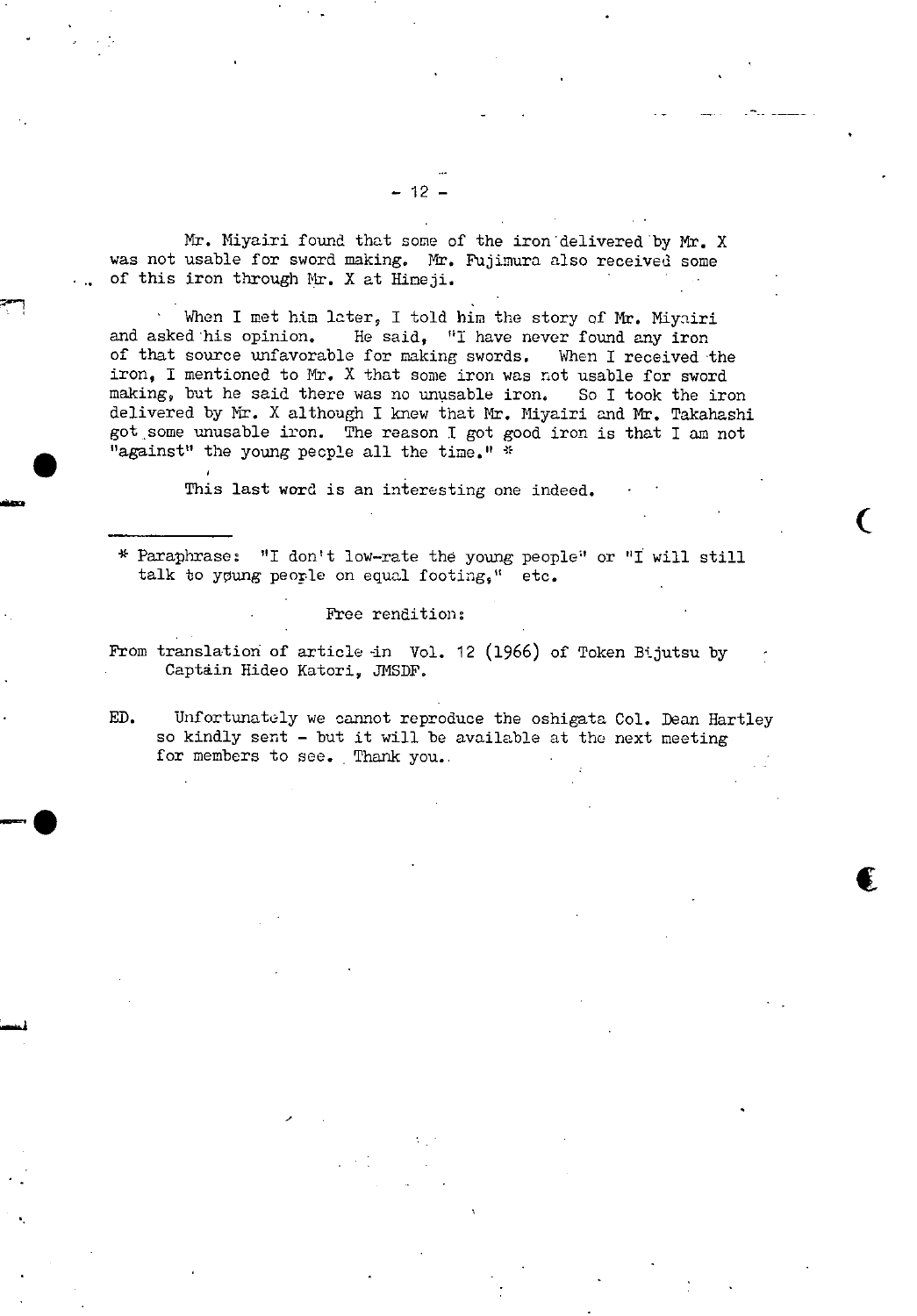Mr. Miyairi found that some of the iron delivered by Mr. X was not usable for sword making. Mr. Fujimura also received some of this iron through Mr. X at Himeji.

When I met him later, I told him the story of Mr. Miyairi and asked his opinion. He said, "I have never found any iron of that source unfavorable for making swords. When I received the iron, I mentioned to Mr. X that some iron was not usable for sword making, but he said there was no unusable iron. So I took the iron delivered by Mr. X although I knew that Mr. Miyairi and Mr. Takahashi got some unusable iron. The reason I got good iron is that I am not "against" the young people all the time." *

This last word is an interesting one indeed.

---

\* Paraphrase: "I don't low-rate the young people" or "I will still talk to young people on equal footing," etc.

Free rendition:

From translation of article in Vol. 12 (1966) of Token Bijutsu by Captain Hideo Katori, JMSDF.

ED. Unfortunately we cannot reproduce the oshigata Col. Dean Hartley so kindly sent - but it will be available at the next meeting for members to see. Thank you.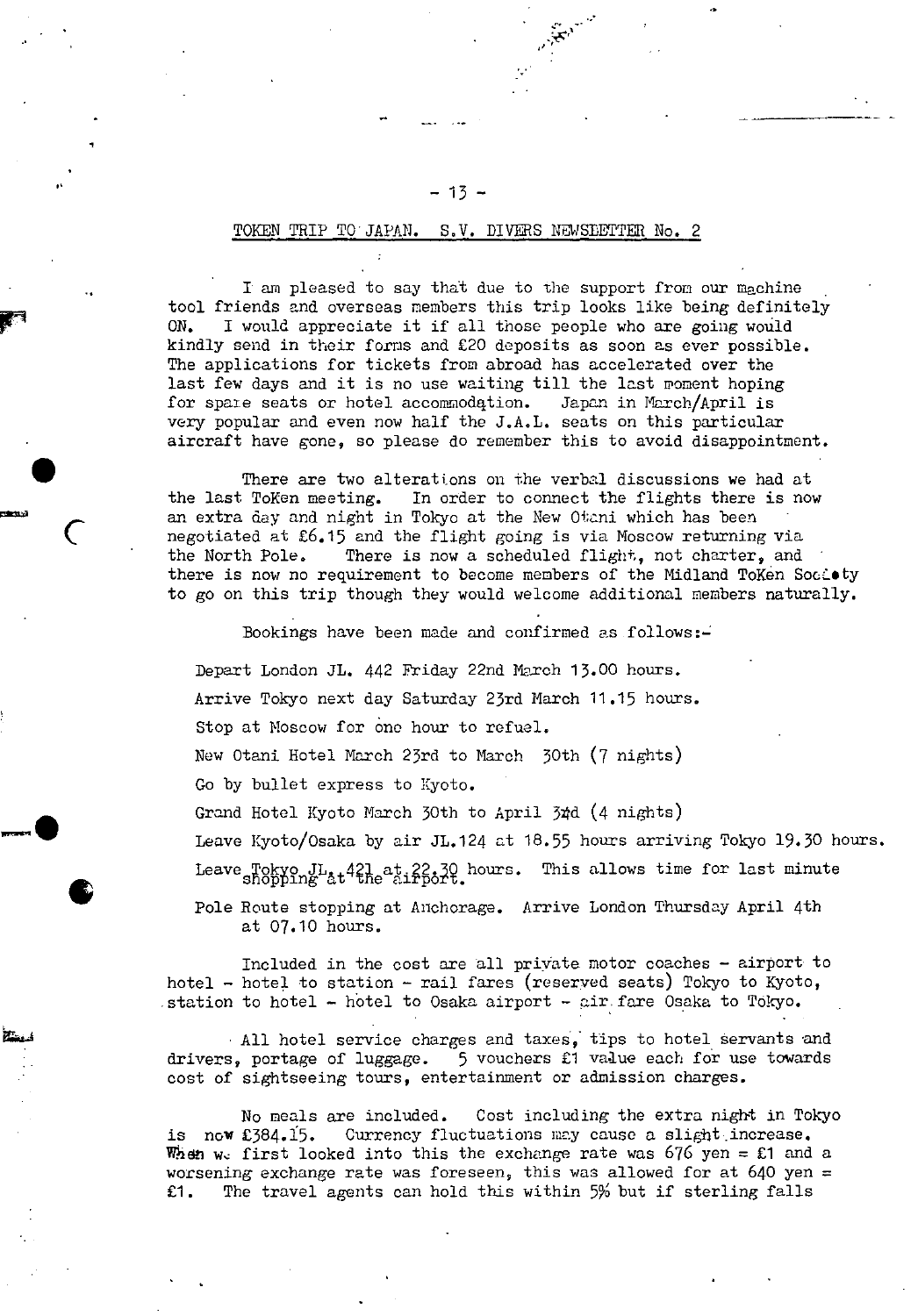## TOKEN TRIP TO JAPAN. S.V. DIVERS NEWSLETTER No. 2

I am pleased to say that due to the support from our machine tool friends and overseas members this trip looks like being definitely ON. I would appreciate it if all those people who are going would kindly send in their forms and £20 deposits as soon as ever possible. The applications for tickets from abroad has accelerated over the last few days and it is no use waiting till the last moment hoping for spare seats or hotel accommodation. Japan in March/April is very popular and even now half the J.A.L. seats on this particular aircraft have gone, so please do remember this to avoid disappointment.

There are two alterations on the verbal discussions we had at the last ToKen meeting. In order to connect the flights there is now an extra day and night in Tokyo at the New Otani which has been negotiated at £6.15 and the flight going is via Moscow returning via the North Pole. There is now a scheduled flight, not charter, and there is now no requirement to become members of the Midland ToKen Society to go on this trip though they would welcome additional members naturally.

Bookings have been made and confirmed as follows:-

Depart London JL. 442 Friday 22nd March 13.00 hours.

Arrive Tokyo next day Saturday 23rd March 11.15 hours.

Stop at Moscow for one hour to refuel.

New Otani Hotel March 23rd to March 30th (7 nights)

Go by bullet express to Kyoto.

Grand Hotel Kyoto March 30th to April 3rd (4 nights)

Leave Kyoto/Osaka by air JL.124 at 18.55 hours arriving Tokyo 19.30 hours.

Leave Tokyo JL. 421 at 22.30 hours. This allows time for last minute shopping at the airport.

Pole Route stopping at Anchorage. Arrive London Thursday April 4th at 07.10 hours.

Included in the cost are all private motor coaches - airport to hotel - hotel to station - rail fares (reserved seats) Tokyo to Kyoto, station to hotel - hotel to Osaka airport - air fare Osaka to Tokyo.

All hotel service charges and taxes, tips to hotel servants and drivers, portage of luggage. 5 vouchers £1 value each for use towards cost of sightseeing tours, entertainment or admission charges.

No meals are included. Cost including the extra night in Tokyo is now £384.15. Currency fluctuations may cause a slight increase. When we first looked into this the exchange rate was 676 yen = £1 and a worsening exchange rate was foreseen, this was allowed for at 640 yen = £1. The travel agents can hold this within 5% but if sterling falls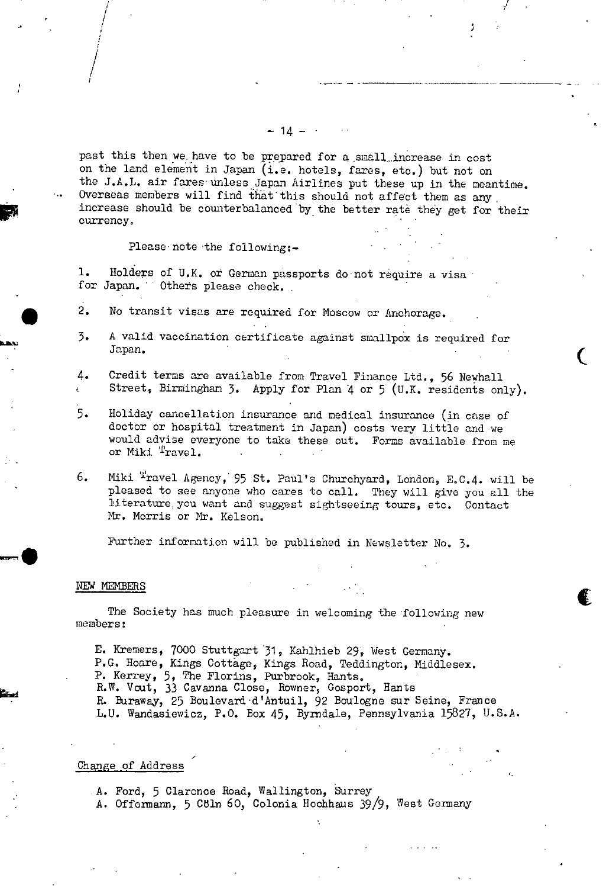past this then we have to be prepared for a small increase in cost on the land element in Japan (i.e. hotels, fares, etc.) but not on the J.A.L. air fares unless Japan Airlines put these up in the meantime. Overseas members will find that this should not affect them as any increase should be counterbalanced by the better rate they get for their currency.

Please note the following:-

1. Holders of U.K. or German passports do not require a visa for Japan. Others please check.

2. No transit visas are required for Moscow or Anchorage.

3. A valid vaccination certificate against smallpox is required for Japan.

4. Credit terms are available from Travel Finance Ltd., 56 Newhall Street, Birmingham 3. Apply for Plan 4 or 5 (U.K. residents only).

5. Holiday cancellation insurance and medical insurance (in case of doctor or hospital treatment in Japan) costs very little and we would advise everyone to take these out. Forms available from me or Miki Travel.

6. Miki Travel Agency, 95 St. Paul's Churchyard, London, E.C.4. will be pleased to see anyone who cares to call. They will give you all the literature you want and suggest sightseeing tours, etc. Contact Mr. Morris or Mr. Kelson.

Further information will be published in Newsletter No. 3.

## NEW MEMBERS

The Society has much pleasure in welcoming the following new members:

E. Kremers, 7000 Stuttgart 31, Kahlhieb 29, West Germany.
P.G. Hoare, Kings Cottage, Kings Road, Teddington, Middlesex.
P. Kerrey, 5, The Florins, Purbrook, Hants.
R.W. Vout, 33 Cavanna Close, Rowner, Gosport, Hants
R. Buraway, 25 Boulevard d'Antuil, 92 Boulogne sur Seine, France
L.U. Wandasiewicz, P.O. Box 45, Byrndale, Pennsylvania 15827, U.S.A.

## Change of Address

A. Ford, 5 Clarence Road, Wallington, Surrey
A. Offermann, 5 Cöln 60, Colonia Hochhaus 39/9, West Germany